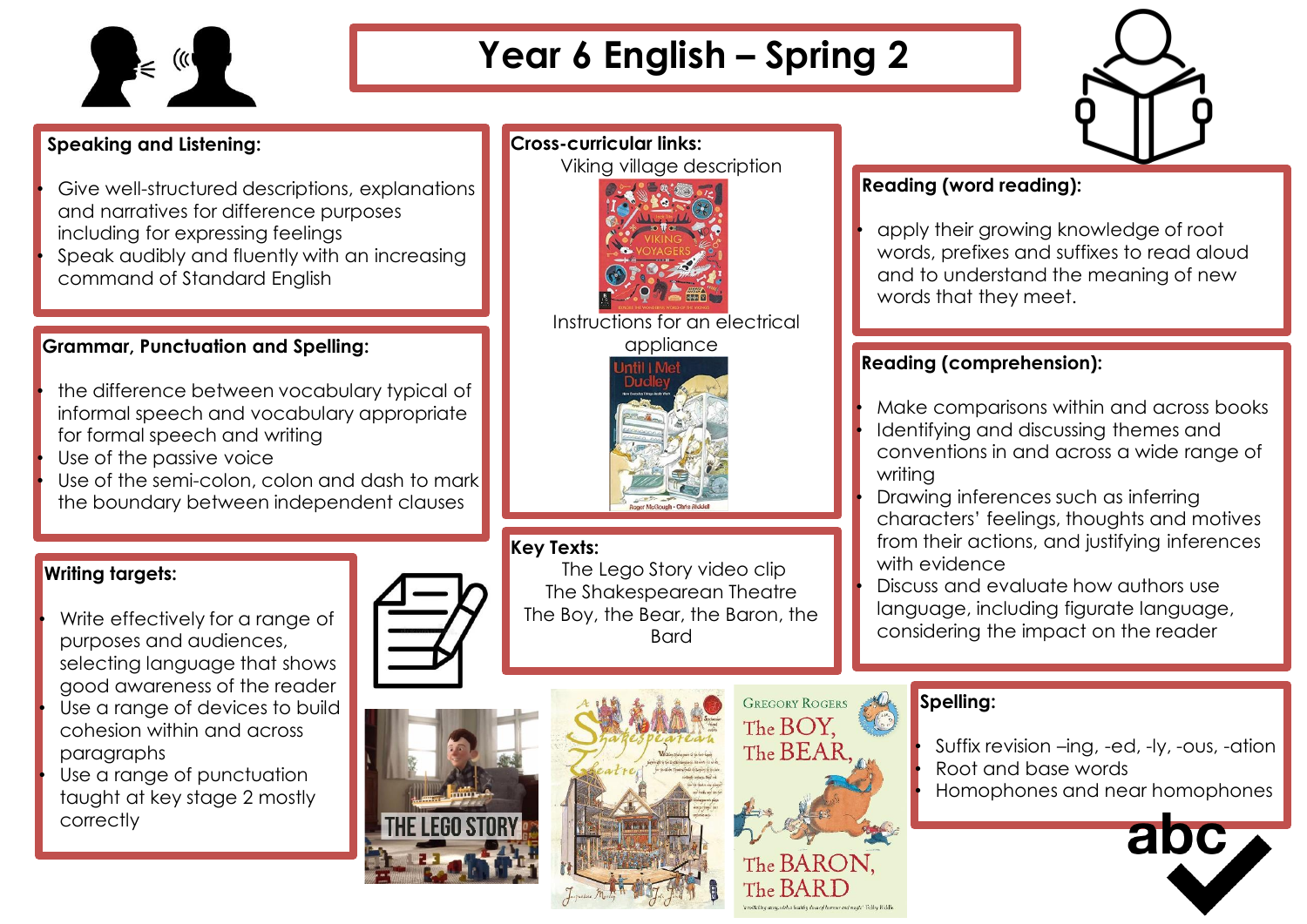# Year 6 English – Spring 2

## Speaking and Listening:

- Give well-structured descriptions, explanations and narratives for difference purposes including for expressing feelings
- Speak audibly and fluently with an increasing command of Standard English

## Grammar, Punctuation and Spelling:

- the difference between vocabulary typical of informal speech and vocabulary appropriate for formal speech and writing
- Use of the passive voice
- Use of the semi-colon, colon and dash to mark the boundary between independent clauses

## Writing targets:

- Write effectively for a range of purposes and audiences, selecting language that shows good awareness of the reader
- Use a range of devices to build cohesion within and across paragraphs
- Use a range of punctuation taught at key stage 2 mostly correctly

## Cross-curricular links:

Viking village description

Instructions for an electrical appliance

## Key Texts:

The Lego Story video clip

The Shakespearean Theatre

The Boy, the Bear, the Baron, the Bard

## Reading (word reading):

- apply their growing knowledge of root words, prefixes and suffixes to read aloud and to understand the meaning of new words that they meet.

## Reading (comprehension):

- Make comparisons within and across books
- Identifying and discussing themes and conventions in and across a wide range of writing
- Drawing inferences such as inferring characters' feelings, thoughts and motives from their actions, and justifying inferences with evidence
- Discuss and evaluate how authors use language, including figurate language, considering the impact on the reader

## Spelling:

- Suffix revision –ing, -ed, -ly, -ous, -ation
- Root and base words
- Homophones and near homophones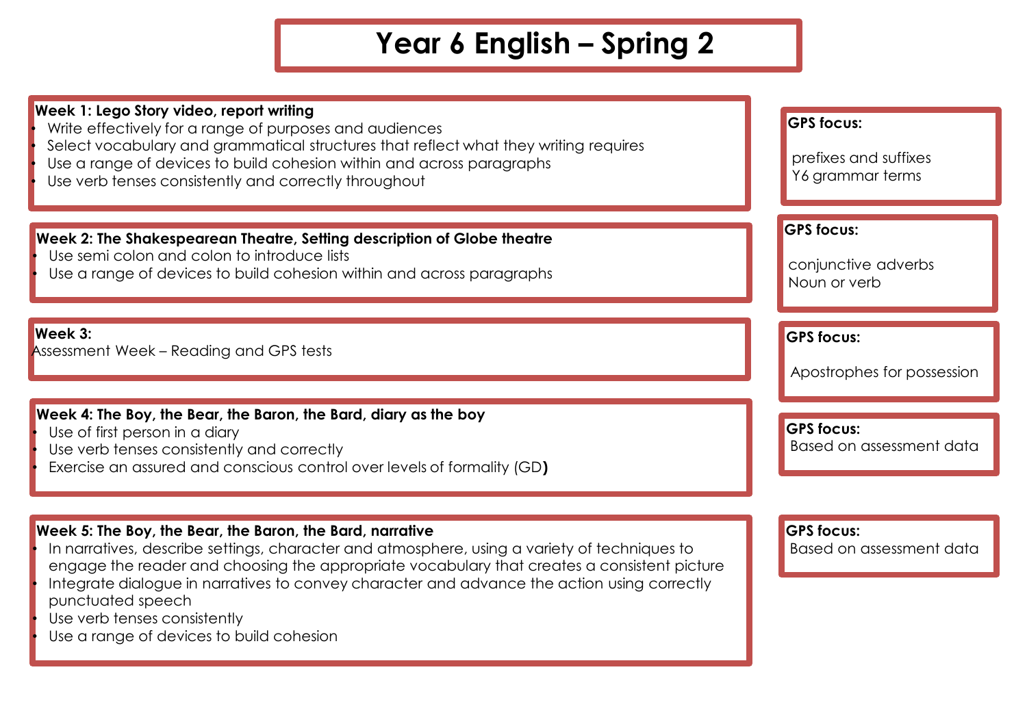# Year 6 English – Spring 2

**Week 1: Lego Story video, report writing**

- Write effectively for a range of purposes and audiences
- Select vocabulary and grammatical structures that reflect what they writing requires
- Use a range of devices to build cohesion within and across paragraphs
- Use verb tenses consistently and correctly throughout

**GPS focus:**

prefixes and suffixes
Y6 grammar terms

**Week 2: The Shakespearean Theatre, Setting description of Globe theatre**

- Use semi colon and colon to introduce lists
- Use a range of devices to build cohesion within and across paragraphs

**GPS focus:**

conjunctive adverbs
Noun or verb

**Week 3:**
Assessment Week – Reading and GPS tests

**GPS focus:**

Apostrophes for possession

**Week 4: The Boy, the Bear, the Baron, the Bard, diary as the boy**

- Use of first person in a diary
- Use verb tenses consistently and correctly
- Exercise an assured and conscious control over levels of formality (GD**)**

**GPS focus:**
Based on assessment data

**Week 5: The Boy, the Bear, the Baron, the Bard, narrative**

- In narratives, describe settings, character and atmosphere, using a variety of techniques to engage the reader and choosing the appropriate vocabulary that creates a consistent picture
- Integrate dialogue in narratives to convey character and advance the action using correctly punctuated speech
- Use verb tenses consistently
- Use a range of devices to build cohesion

**GPS focus:**
Based on assessment data